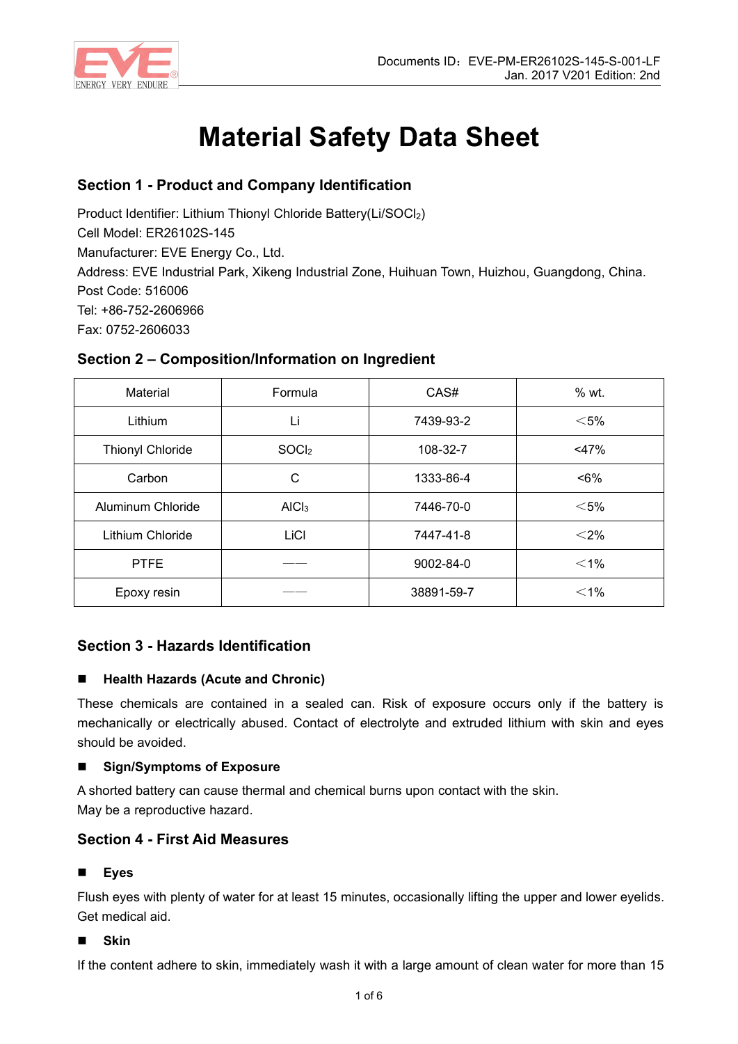# Material Safety Data Sheet

## Section 1 - Product and Company Identification

Product Identifier: Lithium Thionyl Chloride Battery(Li/$SOCl_2$)
Cell Model: ER26102S-145
Manufacturer: EVE Energy Co., Ltd.
Address: EVE Industrial Park, Xikeng Industrial Zone, Huihuan Town, Huizhou, Guangdong, China.
Post Code: 516006
Tel: +86-752-2606966
Fax: 0752-2606033

## Section 2 – Composition/Information on Ingredient

| Material | Formula | CAS# | % wt. |
| --- | --- | --- | --- |
| Lithium | Li | 7439-93-2 | ＜5% |
| Thionyl Chloride | $SOCl_2$ | 108-32-7 | <47% |
| Carbon | C | 1333-86-4 | <6% |
| Aluminum Chloride | $AlCl_3$ | 7446-70-0 | ＜5% |
| Lithium Chloride | LiCl | 7447-41-8 | ＜2% |
| PTFE | —— | 9002-84-0 | ＜1% |
| Epoxy resin | —— | 38891-59-7 | ＜1% |

## Section 3 - Hazards Identification

### Health Hazards (Acute and Chronic)

These chemicals are contained in a sealed can. Risk of exposure occurs only if the battery is mechanically or electrically abused. Contact of electrolyte and extruded lithium with skin and eyes should be avoided.

### Sign/Symptoms of Exposure

A shorted battery can cause thermal and chemical burns upon contact with the skin.
May be a reproductive hazard.

## Section 4 - First Aid Measures

### Eyes

Flush eyes with plenty of water for at least 15 minutes, occasionally lifting the upper and lower eyelids. Get medical aid.

### Skin

If the content adhere to skin, immediately wash it with a large amount of clean water for more than 15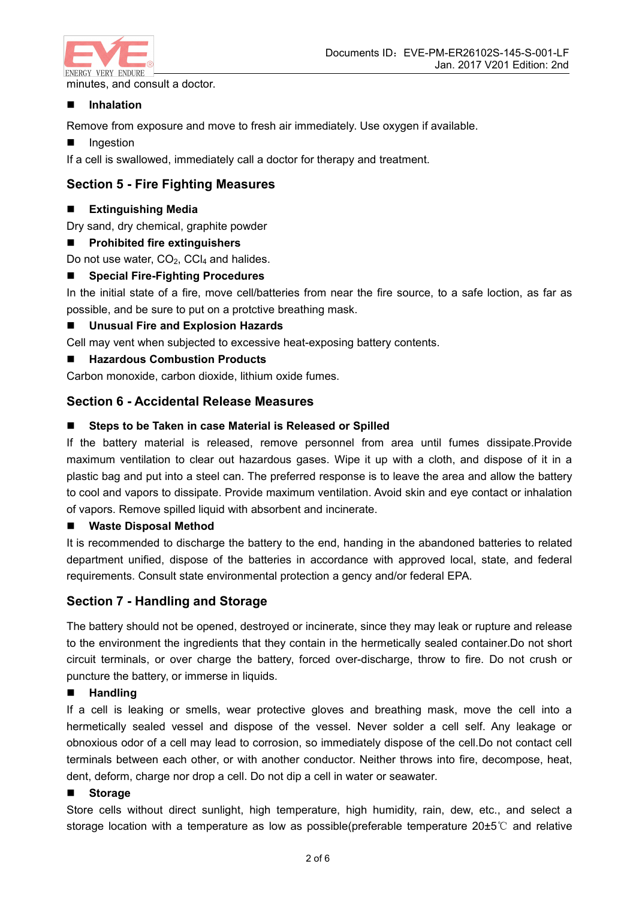minutes, and consult a doctor.

- **Inhalation**

Remove from exposure and move to fresh air immediately. Use oxygen if available.

- Ingestion

If a cell is swallowed, immediately call a doctor for therapy and treatment.

## Section 5 - Fire Fighting Measures

- **Extinguishing Media**

Dry sand, dry chemical, graphite powder

- **Prohibited fire extinguishers**

Do not use water, $CO_2$, $CCl_4$ and halides.

- **Special Fire-Fighting Procedures**

In the initial state of a fire, move cell/batteries from near the fire source, to a safe loction, as far as possible, and be sure to put on a protctive breathing mask.

- **Unusual Fire and Explosion Hazards**

Cell may vent when subjected to excessive heat-exposing battery contents.

- **Hazardous Combustion Products**

Carbon monoxide, carbon dioxide, lithium oxide fumes.

## Section 6 - Accidental Release Measures

- **Steps to be Taken in case Material is Released or Spilled**

If the battery material is released, remove personnel from area until fumes dissipate.Provide maximum ventilation to clear out hazardous gases. Wipe it up with a cloth, and dispose of it in a plastic bag and put into a steel can. The preferred response is to leave the area and allow the battery to cool and vapors to dissipate. Provide maximum ventilation. Avoid skin and eye contact or inhalation of vapors. Remove spilled liquid with absorbent and incinerate.

- **Waste Disposal Method**

It is recommended to discharge the battery to the end, handing in the abandoned batteries to related department unified, dispose of the batteries in accordance with approved local, state, and federal requirements. Consult state environmental protection a gency and/or federal EPA.

## Section 7 - Handling and Storage

The battery should not be opened, destroyed or incinerate, since they may leak or rupture and release to the environment the ingredients that they contain in the hermetically sealed container.Do not short circuit terminals, or over charge the battery, forced over-discharge, throw to fire. Do not crush or puncture the battery, or immerse in liquids.

- **Handling**

If a cell is leaking or smells, wear protective gloves and breathing mask, move the cell into a hermetically sealed vessel and dispose of the vessel. Never solder a cell self. Any leakage or obnoxious odor of a cell may lead to corrosion, so immediately dispose of the cell.Do not contact cell terminals between each other, or with another conductor. Neither throws into fire, decompose, heat, dent, deform, charge nor drop a cell. Do not dip a cell in water or seawater.

- **Storage**

Store cells without direct sunlight, high temperature, high humidity, rain, dew, etc., and select a storage location with a temperature as low as possible(preferable temperature 20±5℃ and relative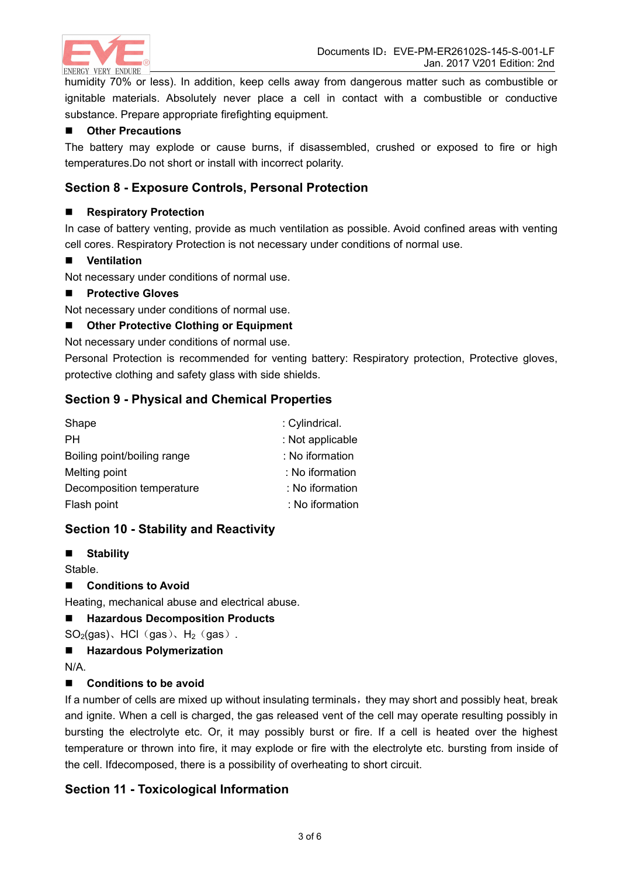humidity 70% or less). In addition, keep cells away from dangerous matter such as combustible or ignitable materials. Absolutely never place a cell in contact with a combustible or conductive substance. Prepare appropriate firefighting equipment.

- **Other Precautions**

The battery may explode or cause burns, if disassembled, crushed or exposed to fire or high temperatures.Do not short or install with incorrect polarity.

## Section 8 - Exposure Controls, Personal Protection

- **Respiratory Protection**

In case of battery venting, provide as much ventilation as possible. Avoid confined areas with venting cell cores. Respiratory Protection is not necessary under conditions of normal use.

- **Ventilation**

Not necessary under conditions of normal use.

- **Protective Gloves**

Not necessary under conditions of normal use.

- **Other Protective Clothing or Equipment**

Not necessary under conditions of normal use.

Personal Protection is recommended for venting battery: Respiratory protection, Protective gloves, protective clothing and safety glass with side shields.

## Section 9 - Physical and Chemical Properties

| | |
|---|---|
| Shape | : Cylindrical. |
| PH | : Not applicable |
| Boiling point/boiling range | : No iformation |
| Melting point | : No iformation |
| Decomposition temperature | : No iformation |
| Flash point | : No iformation |

## Section 10 - Stability and Reactivity

- **Stability**

Stable.

- **Conditions to Avoid**

Heating, mechanical abuse and electrical abuse.

- **Hazardous Decomposition Products**

$SO_2$(gas)、HCl（gas）、$H_2$（gas）.

- **Hazardous Polymerization**

N/A.

- **Conditions to be avoid**

If a number of cells are mixed up without insulating terminals，they may short and possibly heat, break and ignite. When a cell is charged, the gas released vent of the cell may operate resulting possibly in bursting the electrolyte etc. Or, it may possibly burst or fire. If a cell is heated over the highest temperature or thrown into fire, it may explode or fire with the electrolyte etc. bursting from inside of the cell. Ifdecomposed, there is a possibility of overheating to short circuit.

## Section 11 - Toxicological Information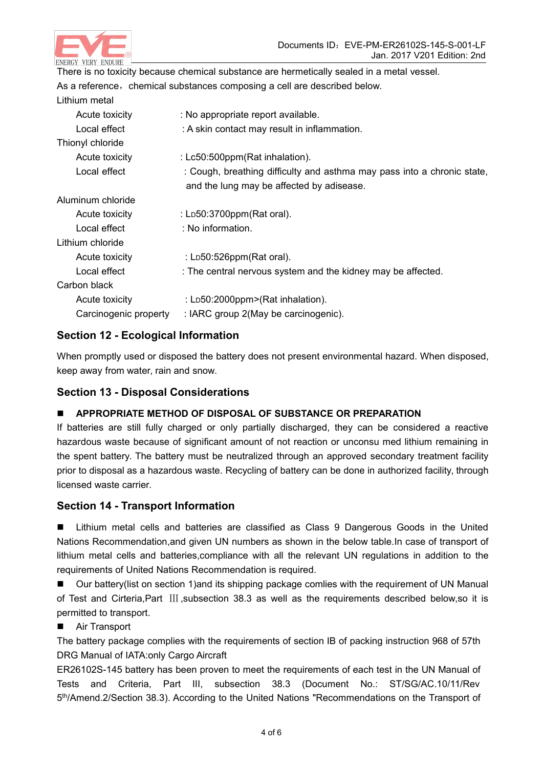There is no toxicity because chemical substance are hermetically sealed in a metal vessel.

As a reference，chemical substances composing a cell are described below.

Lithium metal

| | |
|---|---|
| Acute toxicity | : No appropriate report available. |
| Local effect | : A skin contact may result in inflammation. |

Thionyl chloride

| | |
|---|---|
| Acute toxicity | : Lc50:500ppm(Rat inhalation). |
| Local effect | : Cough, breathing difficulty and asthma may pass into a chronic state, and the lung may be affected by adisease. |

Aluminum chloride

| | |
|---|---|
| Acute toxicity | : LD50:3700ppm(Rat oral). |
| Local effect | : No information. |

Lithium chloride

| | |
|---|---|
| Acute toxicity | : LD50:526ppm(Rat oral). |
| Local effect | : The central nervous system and the kidney may be affected. |

Carbon black

| | |
|---|---|
| Acute toxicity | : LD50:2000ppm>(Rat inhalation). |
| Carcinogenic property | : IARC group 2(May be carcinogenic). |

## Section 12 - Ecological Information

When promptly used or disposed the battery does not present environmental hazard. When disposed, keep away from water, rain and snow.

## Section 13 - Disposal Considerations

■ **APPROPRIATE METHOD OF DISPOSAL OF SUBSTANCE OR PREPARATION**

If batteries are still fully charged or only partially discharged, they can be considered a reactive hazardous waste because of significant amount of not reaction or unconsu med lithium remaining in the spent battery. The battery must be neutralized through an approved secondary treatment facility prior to disposal as a hazardous waste. Recycling of battery can be done in authorized facility, through licensed waste carrier.

## Section 14 - Transport Information

■ Lithium metal cells and batteries are classified as Class 9 Dangerous Goods in the United Nations Recommendation,and given UN numbers as shown in the below table.In case of transport of lithium metal cells and batteries,compliance with all the relevant UN regulations in addition to the requirements of United Nations Recommendation is required.

■ Our battery(list on section 1)and its shipping package comlies with the requirement of UN Manual of Test and Cirteria,Part Ⅲ,subsection 38.3 as well as the requirements described below,so it is permitted to transport.

■ Air Transport

The battery package complies with the requirements of section IB of packing instruction 968 of 57th DRG Manual of IATA:only Cargo Aircraft

ER26102S-145 battery has been proven to meet the requirements of each test in the UN Manual of Tests and Criteria, Part III, subsection 38.3 (Document No.: ST/SG/AC.10/11/Rev 5th/Amend.2/Section 38.3). According to the United Nations "Recommendations on the Transport of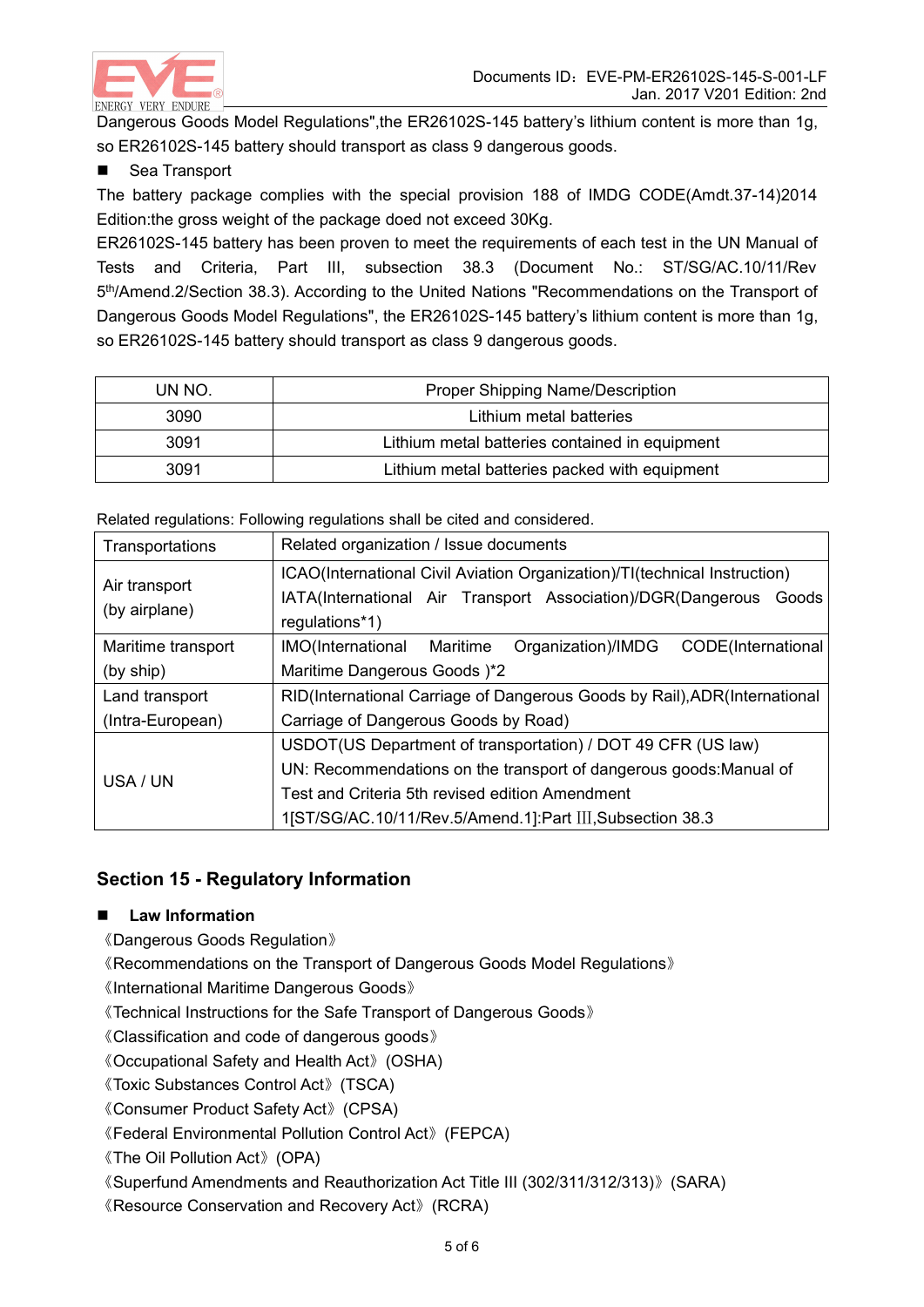Dangerous Goods Model Regulations",the ER26102S-145 battery's lithium content is more than 1g, so ER26102S-145 battery should transport as class 9 dangerous goods.

- Sea Transport

The battery package complies with the special provision 188 of IMDG CODE(Amdt.37-14)2014 Edition:the gross weight of the package doed not exceed 30Kg.

ER26102S-145 battery has been proven to meet the requirements of each test in the UN Manual of Tests and Criteria, Part III, subsection 38.3 (Document No.: ST/SG/AC.10/11/Rev 5th/Amend.2/Section 38.3). According to the United Nations "Recommendations on the Transport of Dangerous Goods Model Regulations", the ER26102S-145 battery's lithium content is more than 1g, so ER26102S-145 battery should transport as class 9 dangerous goods.

| UN NO. | Proper Shipping Name/Description |
|---|---|
| 3090 | Lithium metal batteries |
| 3091 | Lithium metal batteries contained in equipment |
| 3091 | Lithium metal batteries packed with equipment |

Related regulations: Following regulations shall be cited and considered.

| Transportations | Related organization / Issue documents |
|---|---|
| Air transport (by airplane) | ICAO(International Civil Aviation Organization)/TI(technical Instruction) IATA(International Air Transport Association)/DGR(Dangerous Goods regulations*1) |
| Maritime transport (by ship) | IMO(International Maritime Organization)/IMDG CODE(International Maritime Dangerous Goods )*2 |
| Land transport (Intra-European) | RID(International Carriage of Dangerous Goods by Rail),ADR(International Carriage of Dangerous Goods by Road) |
| USA / UN | USDOT(US Department of transportation) / DOT 49 CFR (US law) UN: Recommendations on the transport of dangerous goods:Manual of Test and Criteria 5th revised edition Amendment 1[ST/SG/AC.10/11/Rev.5/Amend.1]:Part III,Subsection 38.3 |

## Section 15 - Regulatory Information

- **Law Information**

《Dangerous Goods Regulation》
《Recommendations on the Transport of Dangerous Goods Model Regulations》
《International Maritime Dangerous Goods》
《Technical Instructions for the Safe Transport of Dangerous Goods》
《Classification and code of dangerous goods》
《Occupational Safety and Health Act》(OSHA)
《Toxic Substances Control Act》(TSCA)
《Consumer Product Safety Act》(CPSA)
《Federal Environmental Pollution Control Act》(FEPCA)
《The Oil Pollution Act》(OPA)
《Superfund Amendments and Reauthorization Act Title III (302/311/312/313)》(SARA)
《Resource Conservation and Recovery Act》(RCRA)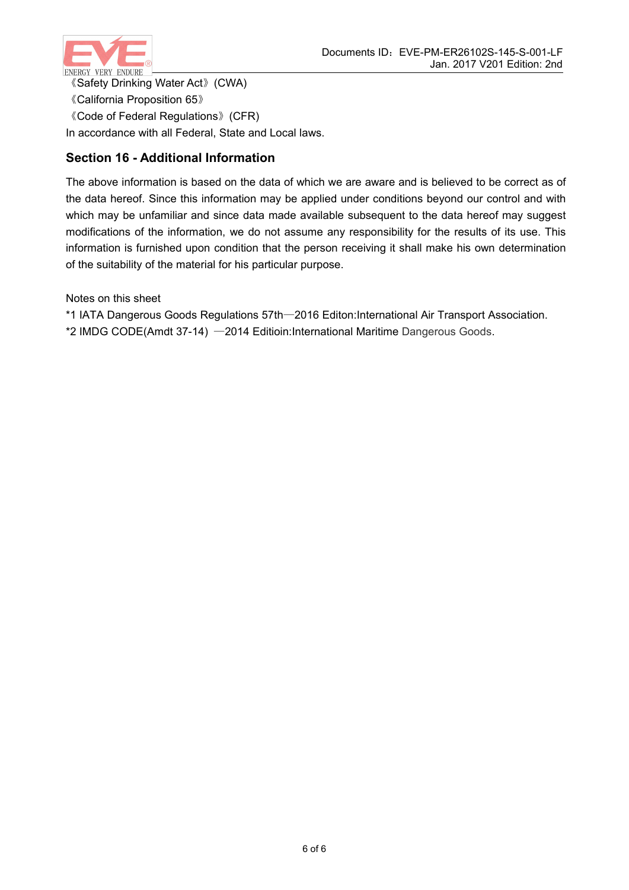《Safety Drinking Water Act》(CWA)

《California Proposition 65》

《Code of Federal Regulations》(CFR)

In accordance with all Federal, State and Local laws.

## Section 16 - Additional Information

The above information is based on the data of which we are aware and is believed to be correct as of the data hereof. Since this information may be applied under conditions beyond our control and with which may be unfamiliar and since data made available subsequent to the data hereof may suggest modifications of the information, we do not assume any responsibility for the results of its use. This information is furnished upon condition that the person receiving it shall make his own determination of the suitability of the material for his particular purpose.

Notes on this sheet

*1 IATA Dangerous Goods Regulations 57th—2016 Editon:International Air Transport Association.

*2 IMDG CODE(Amdt 37-14) —2014 Editioin:International Maritime Dangerous Goods.